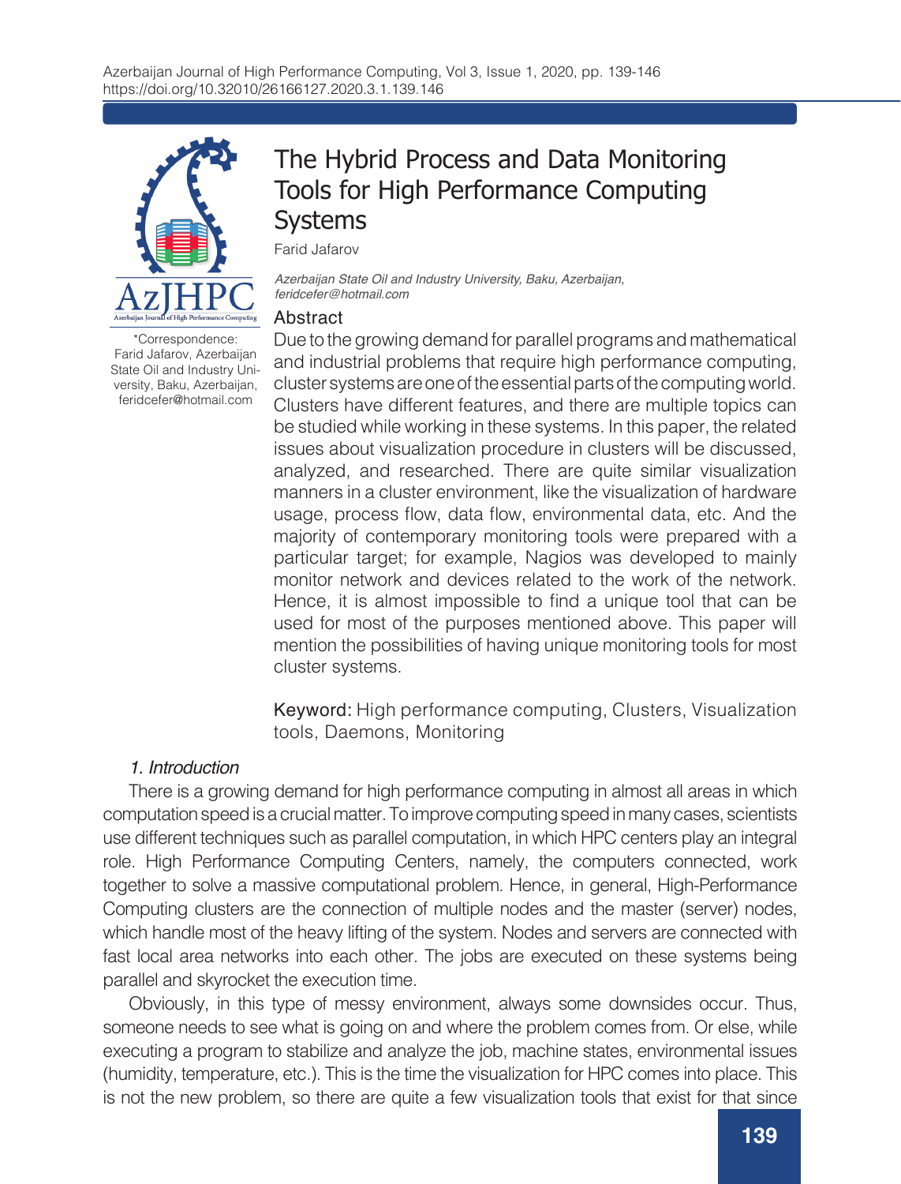# The Hybrid Process and Data Monitoring Tools for High Performance Computing Systems

Farid Jafarov

*Azerbaijan State Oil and Industry University, Baku, Azerbaijan, feridcefer@hotmail.com*

*Correspondence: Farid Jafarov, Azerbaijan State Oil and Industry University, Baku, Azerbaijan, feridcefer@hotmail.com

## Abstract

Due to the growing demand for parallel programs and mathematical and industrial problems that require high performance computing, cluster systems are one of the essential parts of the computing world. Clusters have different features, and there are multiple topics can be studied while working in these systems. In this paper, the related issues about visualization procedure in clusters will be discussed, analyzed, and researched. There are quite similar visualization manners in a cluster environment, like the visualization of hardware usage, process flow, data flow, environmental data, etc. And the majority of contemporary monitoring tools were prepared with a particular target; for example, Nagios was developed to mainly monitor network and devices related to the work of the network. Hence, it is almost impossible to find a unique tool that can be used for most of the purposes mentioned above. This paper will mention the possibilities of having unique monitoring tools for most cluster systems.

**Keyword:** High performance computing, Clusters, Visualization tools, Daemons, Monitoring

### *1. Introduction*

There is a growing demand for high performance computing in almost all areas in which computation speed is a crucial matter. To improve computing speed in many cases, scientists use different techniques such as parallel computation, in which HPC centers play an integral role. High Performance Computing Centers, namely, the computers connected, work together to solve a massive computational problem. Hence, in general, High-Performance Computing clusters are the connection of multiple nodes and the master (server) nodes, which handle most of the heavy lifting of the system. Nodes and servers are connected with fast local area networks into each other. The jobs are executed on these systems being parallel and skyrocket the execution time.

Obviously, in this type of messy environment, always some downsides occur. Thus, someone needs to see what is going on and where the problem comes from. Or else, while executing a program to stabilize and analyze the job, machine states, environmental issues (humidity, temperature, etc.). This is the time the visualization for HPC comes into place. This is not the new problem, so there are quite a few visualization tools that exist for that since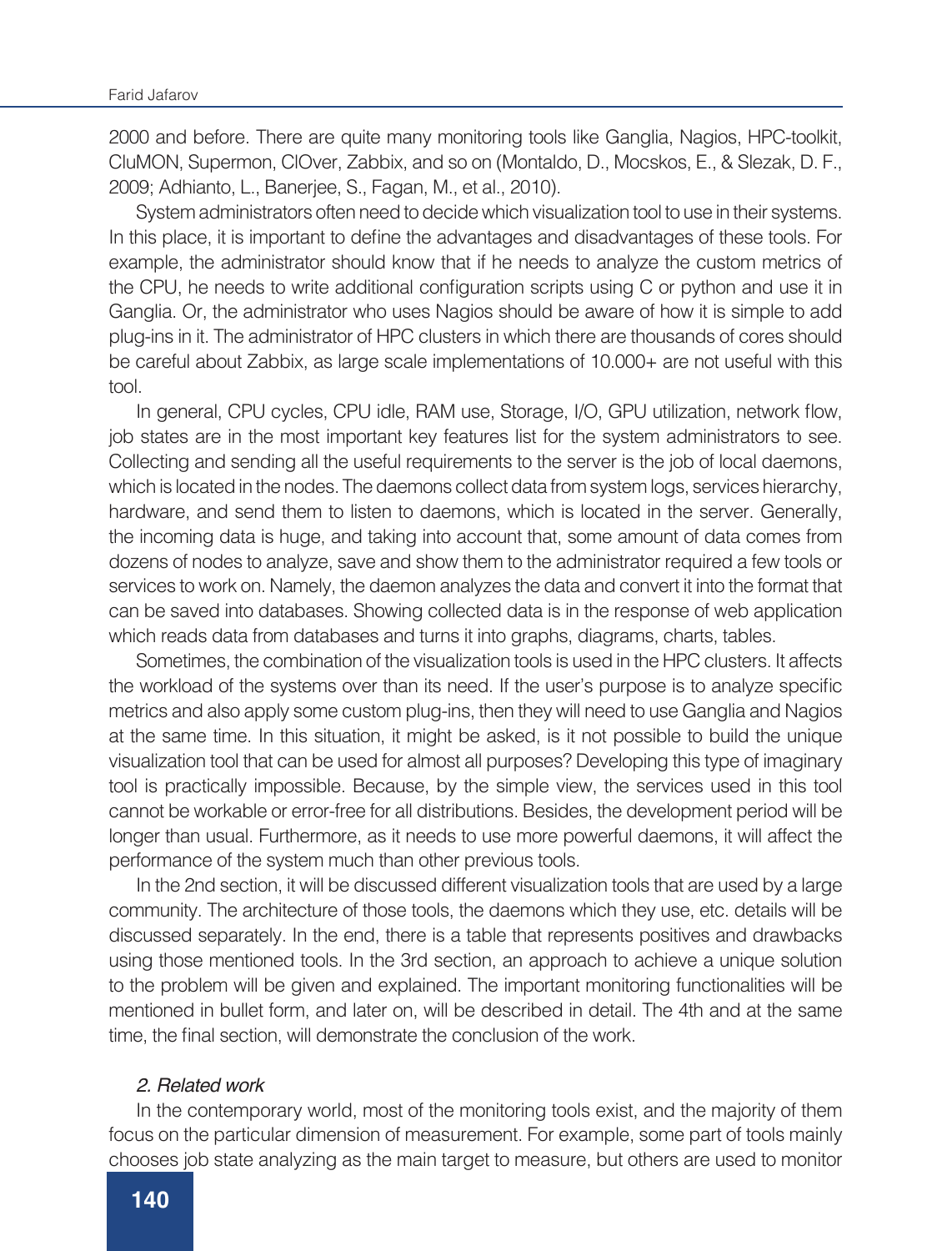2000 and before. There are quite many monitoring tools like Ganglia, Nagios, HPC-toolkit, CluMON, Supermon, ClOver, Zabbix, and so on (Montaldo, D., Mocskos, E., & Slezak, D. F., 2009; Adhianto, L., Banerjee, S., Fagan, M., et al., 2010).

System administrators often need to decide which visualization tool to use in their systems. In this place, it is important to define the advantages and disadvantages of these tools. For example, the administrator should know that if he needs to analyze the custom metrics of the CPU, he needs to write additional configuration scripts using C or python and use it in Ganglia. Or, the administrator who uses Nagios should be aware of how it is simple to add plug-ins in it. The administrator of HPC clusters in which there are thousands of cores should be careful about Zabbix, as large scale implementations of 10.000+ are not useful with this tool.

In general, CPU cycles, CPU idle, RAM use, Storage, I/O, GPU utilization, network flow, job states are in the most important key features list for the system administrators to see. Collecting and sending all the useful requirements to the server is the job of local daemons, which is located in the nodes. The daemons collect data from system logs, services hierarchy, hardware, and send them to listen to daemons, which is located in the server. Generally, the incoming data is huge, and taking into account that, some amount of data comes from dozens of nodes to analyze, save and show them to the administrator required a few tools or services to work on. Namely, the daemon analyzes the data and convert it into the format that can be saved into databases. Showing collected data is in the response of web application which reads data from databases and turns it into graphs, diagrams, charts, tables.

Sometimes, the combination of the visualization tools is used in the HPC clusters. It affects the workload of the systems over than its need. If the user's purpose is to analyze specific metrics and also apply some custom plug-ins, then they will need to use Ganglia and Nagios at the same time. In this situation, it might be asked, is it not possible to build the unique visualization tool that can be used for almost all purposes? Developing this type of imaginary tool is practically impossible. Because, by the simple view, the services used in this tool cannot be workable or error-free for all distributions. Besides, the development period will be longer than usual. Furthermore, as it needs to use more powerful daemons, it will affect the performance of the system much than other previous tools.

In the 2nd section, it will be discussed different visualization tools that are used by a large community. The architecture of those tools, the daemons which they use, etc. details will be discussed separately. In the end, there is a table that represents positives and drawbacks using those mentioned tools. In the 3rd section, an approach to achieve a unique solution to the problem will be given and explained. The important monitoring functionalities will be mentioned in bullet form, and later on, will be described in detail. The 4th and at the same time, the final section, will demonstrate the conclusion of the work.

## *2. Related work*

In the contemporary world, most of the monitoring tools exist, and the majority of them focus on the particular dimension of measurement. For example, some part of tools mainly chooses job state analyzing as the main target to measure, but others are used to monitor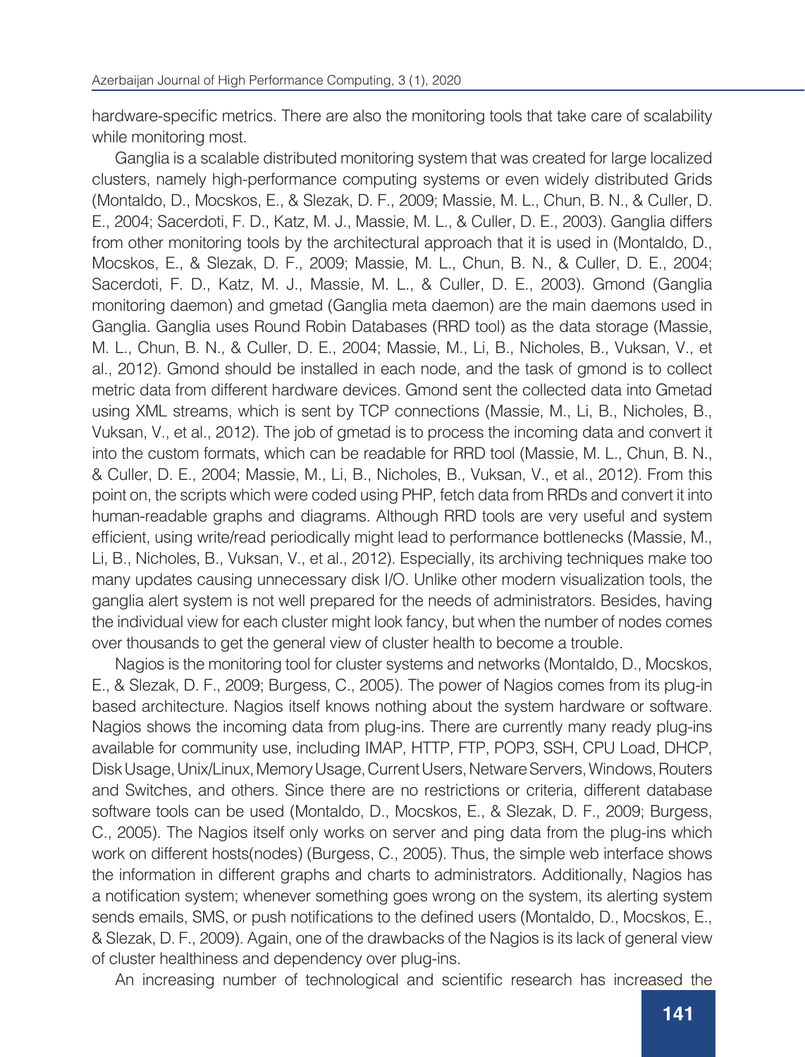hardware-specific metrics. There are also the monitoring tools that take care of scalability while monitoring most.

Ganglia is a scalable distributed monitoring system that was created for large localized clusters, namely high-performance computing systems or even widely distributed Grids (Montaldo, D., Mocskos, E., & Slezak, D. F., 2009; Massie, M. L., Chun, B. N., & Culler, D. E., 2004; Sacerdoti, F. D., Katz, M. J., Massie, M. L., & Culler, D. E., 2003). Ganglia differs from other monitoring tools by the architectural approach that it is used in (Montaldo, D., Mocskos, E., & Slezak, D. F., 2009; Massie, M. L., Chun, B. N., & Culler, D. E., 2004; Sacerdoti, F. D., Katz, M. J., Massie, M. L., & Culler, D. E., 2003). Gmond (Ganglia monitoring daemon) and gmetad (Ganglia meta daemon) are the main daemons used in Ganglia. Ganglia uses Round Robin Databases (RRD tool) as the data storage (Massie, M. L., Chun, B. N., & Culler, D. E., 2004; Massie, M., Li, B., Nicholes, B., Vuksan, V., et al., 2012). Gmond should be installed in each node, and the task of gmond is to collect metric data from different hardware devices. Gmond sent the collected data into Gmetad using XML streams, which is sent by TCP connections (Massie, M., Li, B., Nicholes, B., Vuksan, V., et al., 2012). The job of gmetad is to process the incoming data and convert it into the custom formats, which can be readable for RRD tool (Massie, M. L., Chun, B. N., & Culler, D. E., 2004; Massie, M., Li, B., Nicholes, B., Vuksan, V., et al., 2012). From this point on, the scripts which were coded using PHP, fetch data from RRDs and convert it into human-readable graphs and diagrams. Although RRD tools are very useful and system efficient, using write/read periodically might lead to performance bottlenecks (Massie, M., Li, B., Nicholes, B., Vuksan, V., et al., 2012). Especially, its archiving techniques make too many updates causing unnecessary disk I/O. Unlike other modern visualization tools, the ganglia alert system is not well prepared for the needs of administrators. Besides, having the individual view for each cluster might look fancy, but when the number of nodes comes over thousands to get the general view of cluster health to become a trouble.

Nagios is the monitoring tool for cluster systems and networks (Montaldo, D., Mocskos, E., & Slezak, D. F., 2009; Burgess, C., 2005). The power of Nagios comes from its plug-in based architecture. Nagios itself knows nothing about the system hardware or software. Nagios shows the incoming data from plug-ins. There are currently many ready plug-ins available for community use, including IMAP, HTTP, FTP, POP3, SSH, CPU Load, DHCP, Disk Usage, Unix/Linux, Memory Usage, Current Users, Netware Servers, Windows, Routers and Switches, and others. Since there are no restrictions or criteria, different database software tools can be used (Montaldo, D., Mocskos, E., & Slezak, D. F., 2009; Burgess, C., 2005). The Nagios itself only works on server and ping data from the plug-ins which work on different hosts(nodes) (Burgess, C., 2005). Thus, the simple web interface shows the information in different graphs and charts to administrators. Additionally, Nagios has a notification system; whenever something goes wrong on the system, its alerting system sends emails, SMS, or push notifications to the defined users (Montaldo, D., Mocskos, E., & Slezak, D. F., 2009). Again, one of the drawbacks of the Nagios is its lack of general view of cluster healthiness and dependency over plug-ins.

An increasing number of technological and scientific research has increased the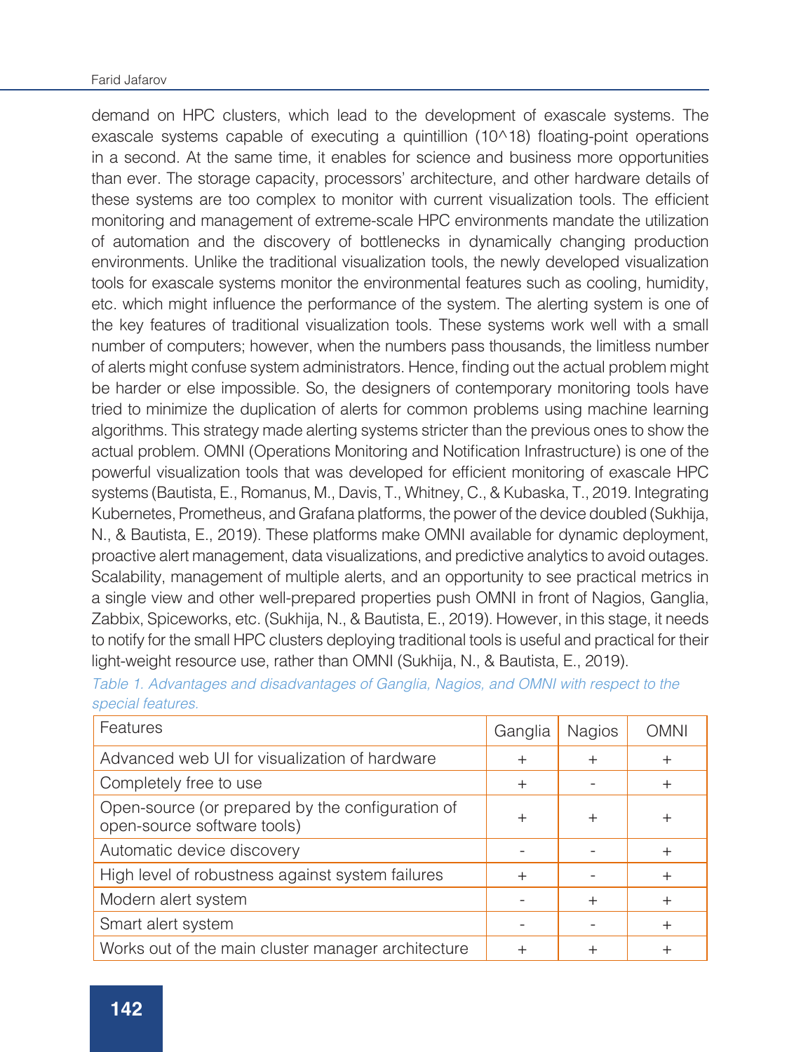demand on HPC clusters, which lead to the development of exascale systems. The exascale systems capable of executing a quintillion (10^18) floating-point operations in a second. At the same time, it enables for science and business more opportunities than ever. The storage capacity, processors' architecture, and other hardware details of these systems are too complex to monitor with current visualization tools. The efficient monitoring and management of extreme-scale HPC environments mandate the utilization of automation and the discovery of bottlenecks in dynamically changing production environments. Unlike the traditional visualization tools, the newly developed visualization tools for exascale systems monitor the environmental features such as cooling, humidity, etc. which might influence the performance of the system. The alerting system is one of the key features of traditional visualization tools. These systems work well with a small number of computers; however, when the numbers pass thousands, the limitless number of alerts might confuse system administrators. Hence, finding out the actual problem might be harder or else impossible. So, the designers of contemporary monitoring tools have tried to minimize the duplication of alerts for common problems using machine learning algorithms. This strategy made alerting systems stricter than the previous ones to show the actual problem. OMNI (Operations Monitoring and Notification Infrastructure) is one of the powerful visualization tools that was developed for efficient monitoring of exascale HPC systems (Bautista, E., Romanus, M., Davis, T., Whitney, C., & Kubaska, T., 2019. Integrating Kubernetes, Prometheus, and Grafana platforms, the power of the device doubled (Sukhija, N., & Bautista, E., 2019). These platforms make OMNI available for dynamic deployment, proactive alert management, data visualizations, and predictive analytics to avoid outages. Scalability, management of multiple alerts, and an opportunity to see practical metrics in a single view and other well-prepared properties push OMNI in front of Nagios, Ganglia, Zabbix, Spiceworks, etc. (Sukhija, N., & Bautista, E., 2019). However, in this stage, it needs to notify for the small HPC clusters deploying traditional tools is useful and practical for their light-weight resource use, rather than OMNI (Sukhija, N., & Bautista, E., 2019).

*Table 1. Advantages and disadvantages of Ganglia, Nagios, and OMNI with respect to the special features.*

| Features | Ganglia | Nagios | OMNI |
|---|---|---|---|
| Advanced web UI for visualization of hardware | + | + | + |
| Completely free to use | + | - | + |
| Open-source (or prepared by the configuration of open-source software tools) | + | + | + |
| Automatic device discovery | - | - | + |
| High level of robustness against system failures | + | - | + |
| Modern alert system | - | + | + |
| Smart alert system | - | - | + |
| Works out of the main cluster manager architecture | + | + | + |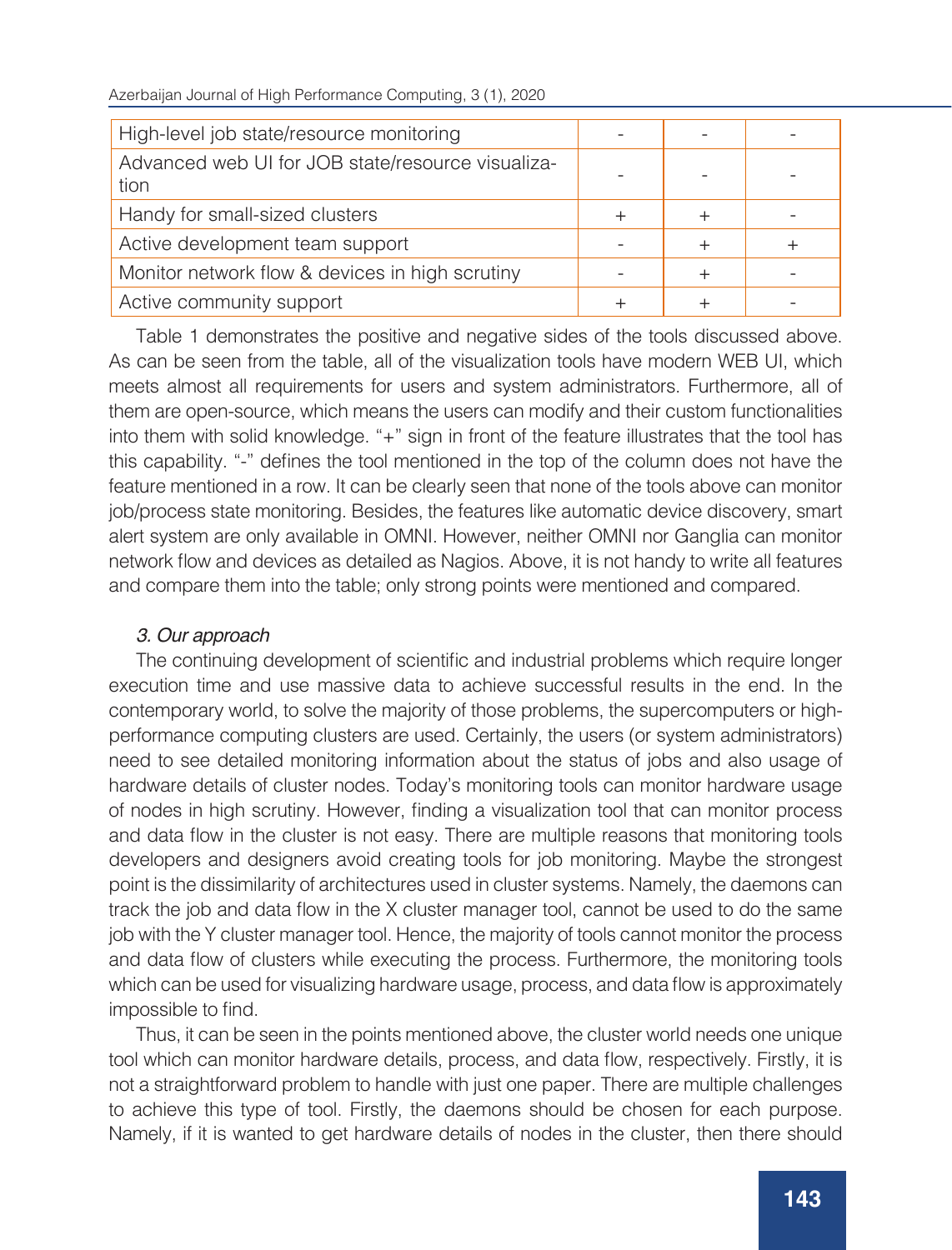| | | | |
|---|---|---|---|
| High-level job state/resource monitoring | - | - | - |
| Advanced web UI for JOB state/resource visualization | - | - | - |
| Handy for small-sized clusters | + | + | - |
| Active development team support | - | + | + |
| Monitor network flow & devices in high scrutiny | - | + | - |
| Active community support | + | + | - |

Table 1 demonstrates the positive and negative sides of the tools discussed above. As can be seen from the table, all of the visualization tools have modern WEB UI, which meets almost all requirements for users and system administrators. Furthermore, all of them are open-source, which means the users can modify and their custom functionalities into them with solid knowledge. "+" sign in front of the feature illustrates that the tool has this capability. "-" defines the tool mentioned in the top of the column does not have the feature mentioned in a row. It can be clearly seen that none of the tools above can monitor job/process state monitoring. Besides, the features like automatic device discovery, smart alert system are only available in OMNI. However, neither OMNI nor Ganglia can monitor network flow and devices as detailed as Nagios. Above, it is not handy to write all features and compare them into the table; only strong points were mentioned and compared.

### *3. Our approach*

The continuing development of scientific and industrial problems which require longer execution time and use massive data to achieve successful results in the end. In the contemporary world, to solve the majority of those problems, the supercomputers or high-performance computing clusters are used. Certainly, the users (or system administrators) need to see detailed monitoring information about the status of jobs and also usage of hardware details of cluster nodes. Today's monitoring tools can monitor hardware usage of nodes in high scrutiny. However, finding a visualization tool that can monitor process and data flow in the cluster is not easy. There are multiple reasons that monitoring tools developers and designers avoid creating tools for job monitoring. Maybe the strongest point is the dissimilarity of architectures used in cluster systems. Namely, the daemons can track the job and data flow in the X cluster manager tool, cannot be used to do the same job with the Y cluster manager tool. Hence, the majority of tools cannot monitor the process and data flow of clusters while executing the process. Furthermore, the monitoring tools which can be used for visualizing hardware usage, process, and data flow is approximately impossible to find.

Thus, it can be seen in the points mentioned above, the cluster world needs one unique tool which can monitor hardware details, process, and data flow, respectively. Firstly, it is not a straightforward problem to handle with just one paper. There are multiple challenges to achieve this type of tool. Firstly, the daemons should be chosen for each purpose. Namely, if it is wanted to get hardware details of nodes in the cluster, then there should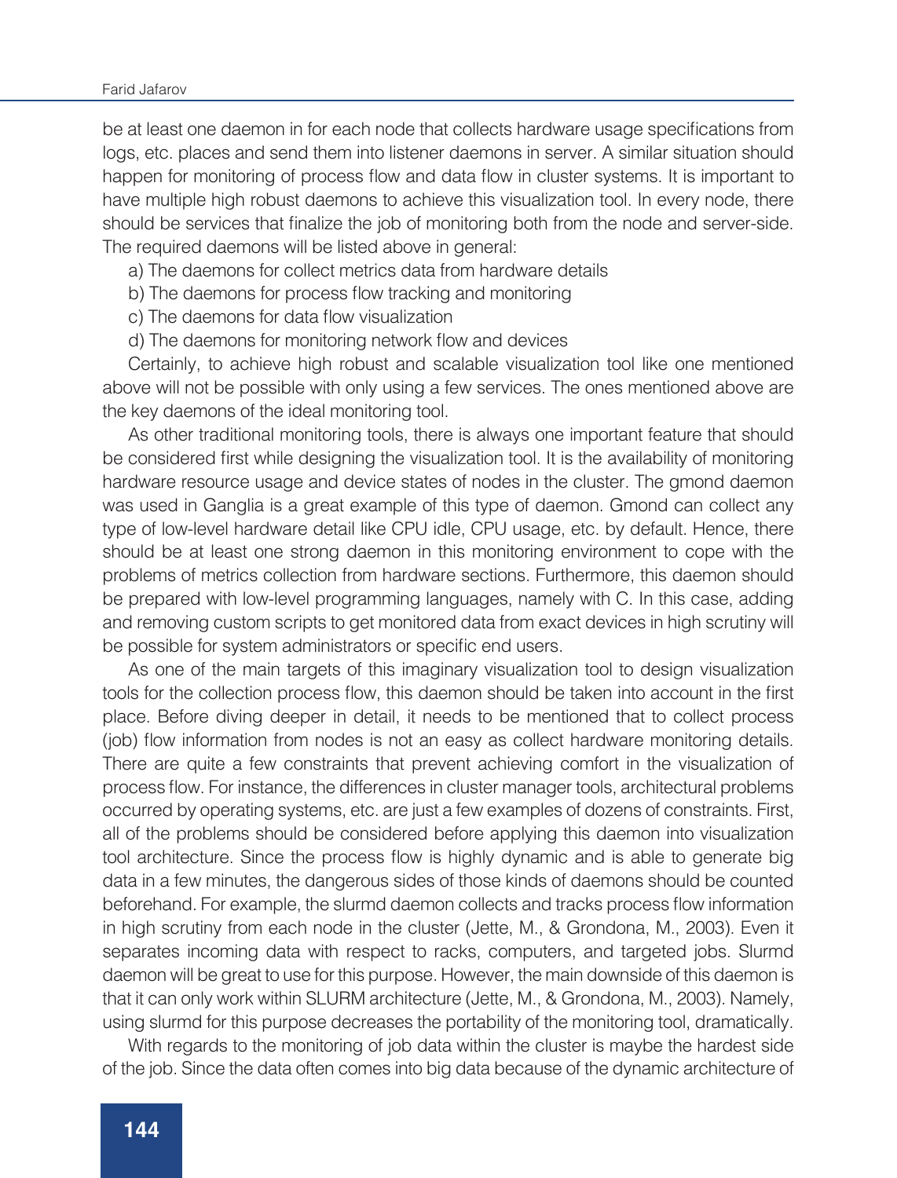be at least one daemon in for each node that collects hardware usage specifications from logs, etc. places and send them into listener daemons in server. A similar situation should happen for monitoring of process flow and data flow in cluster systems. It is important to have multiple high robust daemons to achieve this visualization tool. In every node, there should be services that finalize the job of monitoring both from the node and server-side. The required daemons will be listed above in general:

a) The daemons for collect metrics data from hardware details

b) The daemons for process flow tracking and monitoring

c) The daemons for data flow visualization

d) The daemons for monitoring network flow and devices

Certainly, to achieve high robust and scalable visualization tool like one mentioned above will not be possible with only using a few services. The ones mentioned above are the key daemons of the ideal monitoring tool.

As other traditional monitoring tools, there is always one important feature that should be considered first while designing the visualization tool. It is the availability of monitoring hardware resource usage and device states of nodes in the cluster. The gmond daemon was used in Ganglia is a great example of this type of daemon. Gmond can collect any type of low-level hardware detail like CPU idle, CPU usage, etc. by default. Hence, there should be at least one strong daemon in this monitoring environment to cope with the problems of metrics collection from hardware sections. Furthermore, this daemon should be prepared with low-level programming languages, namely with C. In this case, adding and removing custom scripts to get monitored data from exact devices in high scrutiny will be possible for system administrators or specific end users.

As one of the main targets of this imaginary visualization tool to design visualization tools for the collection process flow, this daemon should be taken into account in the first place. Before diving deeper in detail, it needs to be mentioned that to collect process (job) flow information from nodes is not an easy as collect hardware monitoring details. There are quite a few constraints that prevent achieving comfort in the visualization of process flow. For instance, the differences in cluster manager tools, architectural problems occurred by operating systems, etc. are just a few examples of dozens of constraints. First, all of the problems should be considered before applying this daemon into visualization tool architecture. Since the process flow is highly dynamic and is able to generate big data in a few minutes, the dangerous sides of those kinds of daemons should be counted beforehand. For example, the slurmd daemon collects and tracks process flow information in high scrutiny from each node in the cluster (Jette, M., & Grondona, M., 2003). Even it separates incoming data with respect to racks, computers, and targeted jobs. Slurmd daemon will be great to use for this purpose. However, the main downside of this daemon is that it can only work within SLURM architecture (Jette, M., & Grondona, M., 2003). Namely, using slurmd for this purpose decreases the portability of the monitoring tool, dramatically.

With regards to the monitoring of job data within the cluster is maybe the hardest side of the job. Since the data often comes into big data because of the dynamic architecture of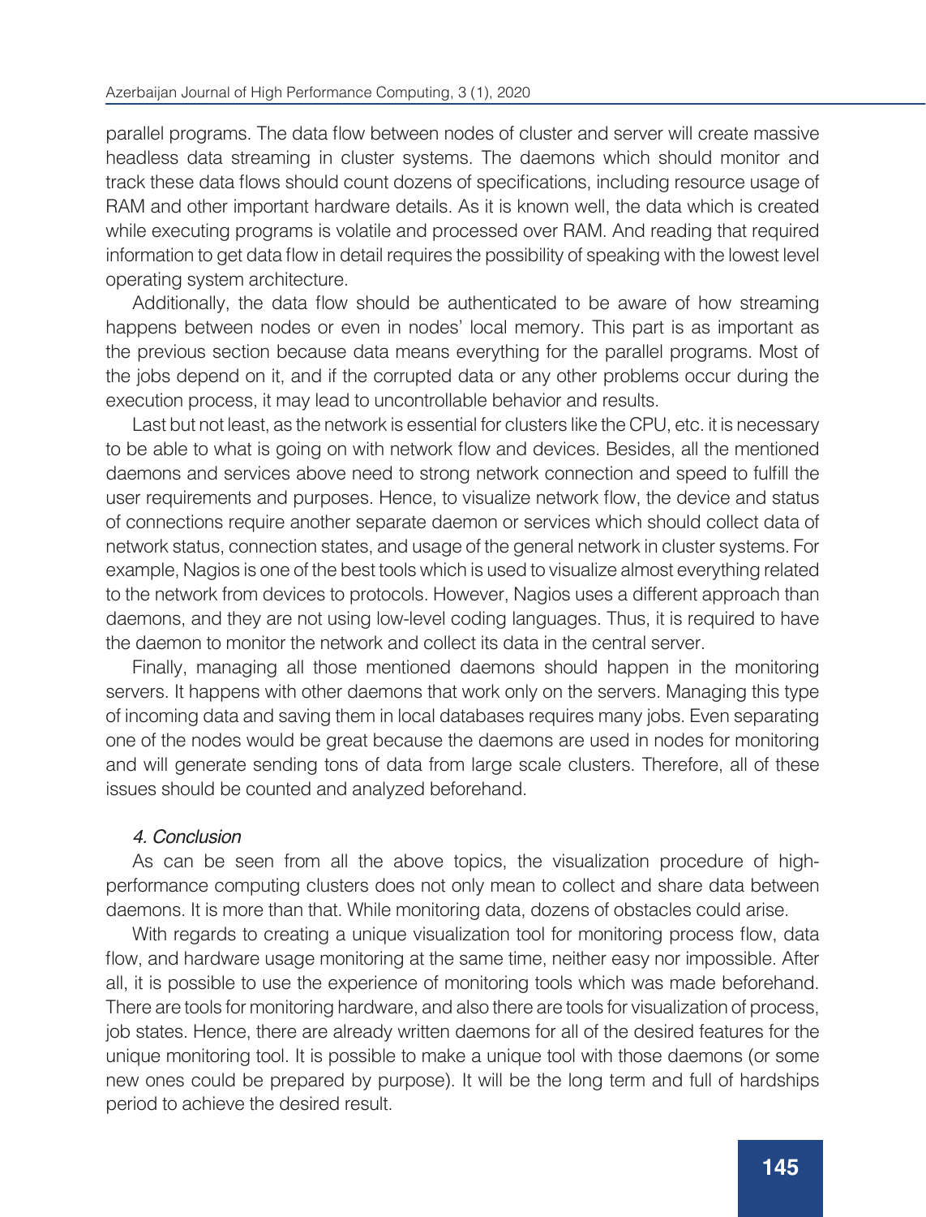parallel programs. The data flow between nodes of cluster and server will create massive headless data streaming in cluster systems. The daemons which should monitor and track these data flows should count dozens of specifications, including resource usage of RAM and other important hardware details. As it is known well, the data which is created while executing programs is volatile and processed over RAM. And reading that required information to get data flow in detail requires the possibility of speaking with the lowest level operating system architecture.

Additionally, the data flow should be authenticated to be aware of how streaming happens between nodes or even in nodes' local memory. This part is as important as the previous section because data means everything for the parallel programs. Most of the jobs depend on it, and if the corrupted data or any other problems occur during the execution process, it may lead to uncontrollable behavior and results.

Last but not least, as the network is essential for clusters like the CPU, etc. it is necessary to be able to what is going on with network flow and devices. Besides, all the mentioned daemons and services above need to strong network connection and speed to fulfill the user requirements and purposes. Hence, to visualize network flow, the device and status of connections require another separate daemon or services which should collect data of network status, connection states, and usage of the general network in cluster systems. For example, Nagios is one of the best tools which is used to visualize almost everything related to the network from devices to protocols. However, Nagios uses a different approach than daemons, and they are not using low-level coding languages. Thus, it is required to have the daemon to monitor the network and collect its data in the central server.

Finally, managing all those mentioned daemons should happen in the monitoring servers. It happens with other daemons that work only on the servers. Managing this type of incoming data and saving them in local databases requires many jobs. Even separating one of the nodes would be great because the daemons are used in nodes for monitoring and will generate sending tons of data from large scale clusters. Therefore, all of these issues should be counted and analyzed beforehand.

## *4. Conclusion*

As can be seen from all the above topics, the visualization procedure of high-performance computing clusters does not only mean to collect and share data between daemons. It is more than that. While monitoring data, dozens of obstacles could arise.

With regards to creating a unique visualization tool for monitoring process flow, data flow, and hardware usage monitoring at the same time, neither easy nor impossible. After all, it is possible to use the experience of monitoring tools which was made beforehand. There are tools for monitoring hardware, and also there are tools for visualization of process, job states. Hence, there are already written daemons for all of the desired features for the unique monitoring tool. It is possible to make a unique tool with those daemons (or some new ones could be prepared by purpose). It will be the long term and full of hardships period to achieve the desired result.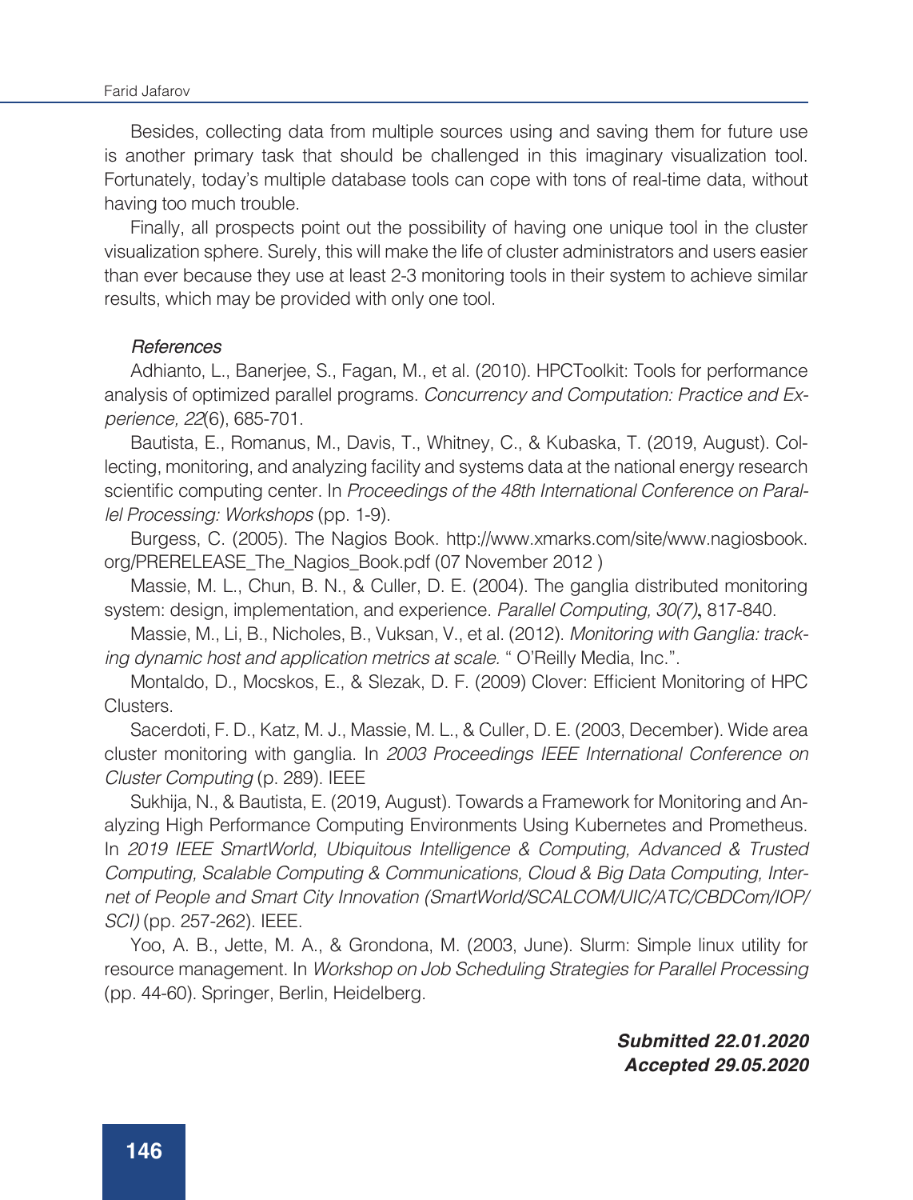Besides, collecting data from multiple sources using and saving them for future use is another primary task that should be challenged in this imaginary visualization tool. Fortunately, today's multiple database tools can cope with tons of real-time data, without having too much trouble.

Finally, all prospects point out the possibility of having one unique tool in the cluster visualization sphere. Surely, this will make the life of cluster administrators and users easier than ever because they use at least 2-3 monitoring tools in their system to achieve similar results, which may be provided with only one tool.

### *References*

Adhianto, L., Banerjee, S., Fagan, M., et al. (2010). HPCToolkit: Tools for performance analysis of optimized parallel programs. *Concurrency and Computation: Practice and Experience, 22*(6), 685-701.

Bautista, E., Romanus, M., Davis, T., Whitney, C., & Kubaska, T. (2019, August). Collecting, monitoring, and analyzing facility and systems data at the national energy research scientific computing center. In *Proceedings of the 48th International Conference on Parallel Processing: Workshops* (pp. 1-9).

Burgess, C. (2005). The Nagios Book. http://www.xmarks.com/site/www.nagiosbook.org/PRERELEASE_The_Nagios_Book.pdf (07 November 2012 )

Massie, M. L., Chun, B. N., & Culler, D. E. (2004). The ganglia distributed monitoring system: design, implementation, and experience. *Parallel Computing, 30(7)*, 817-840.

Massie, M., Li, B., Nicholes, B., Vuksan, V., et al. (2012). *Monitoring with Ganglia: tracking dynamic host and application metrics at scale.* " O'Reilly Media, Inc.".

Montaldo, D., Mocskos, E., & Slezak, D. F. (2009) Clover: Efficient Monitoring of HPC Clusters.

Sacerdoti, F. D., Katz, M. J., Massie, M. L., & Culler, D. E. (2003, December). Wide area cluster monitoring with ganglia. In *2003 Proceedings IEEE International Conference on Cluster Computing* (p. 289). IEEE

Sukhija, N., & Bautista, E. (2019, August). Towards a Framework for Monitoring and Analyzing High Performance Computing Environments Using Kubernetes and Prometheus. In *2019 IEEE SmartWorld, Ubiquitous Intelligence & Computing, Advanced & Trusted Computing, Scalable Computing & Communications, Cloud & Big Data Computing, Internet of People and Smart City Innovation (SmartWorld/SCALCOM/UIC/ATC/CBDCom/IOP/SCI)* (pp. 257-262). IEEE.

Yoo, A. B., Jette, M. A., & Grondona, M. (2003, June). Slurm: Simple linux utility for resource management. In *Workshop on Job Scheduling Strategies for Parallel Processing* (pp. 44-60). Springer, Berlin, Heidelberg.

***Submitted 22.01.2020***
***Accepted 29.05.2020***